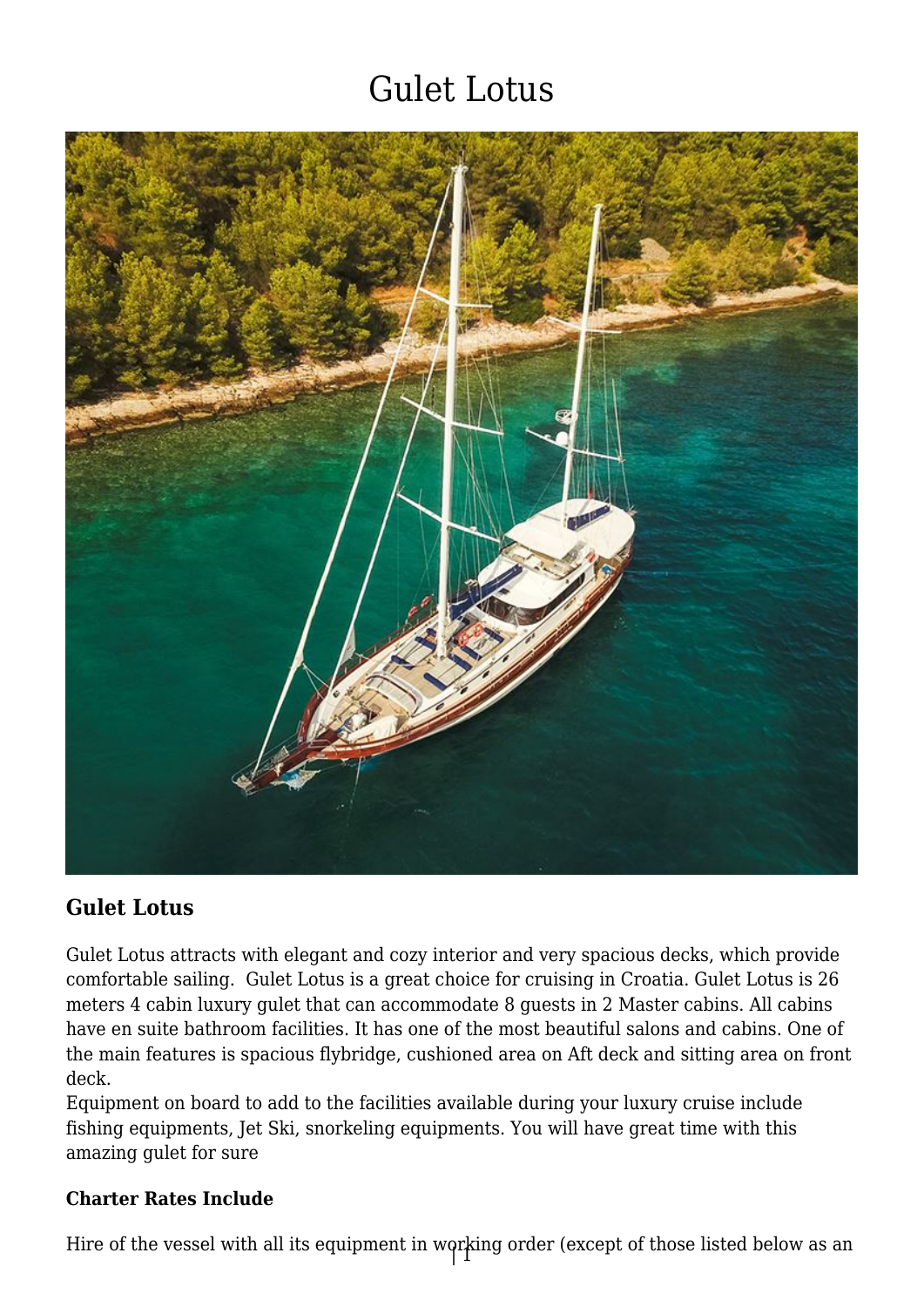# Gulet Lotus

### Gulet Lotus

Gulet Lotus attracts with elegant and cozy interior and very spacious decks, which provide comfortable sailing.  Gulet Lotus is a great choice for cruising in Croatia. Gulet Lotus is 26 meters 4 cabin luxury gulet that can accommodate 8 guests in 2 Master cabins. All cabins have en suite bathroom facilities. It has one of the most beautiful salons and cabins. One of the main features is spacious flybridge, cushioned area on Aft deck and sitting area on front deck.
Equipment on board to add to the facilities available during your luxury cruise include fishing equipments, Jet Ski, snorkeling equipments. You will have great time with this amazing gulet for sure

#### Charter Rates Include

Hire of the vessel with all its equipment in working order (except of those listed below as an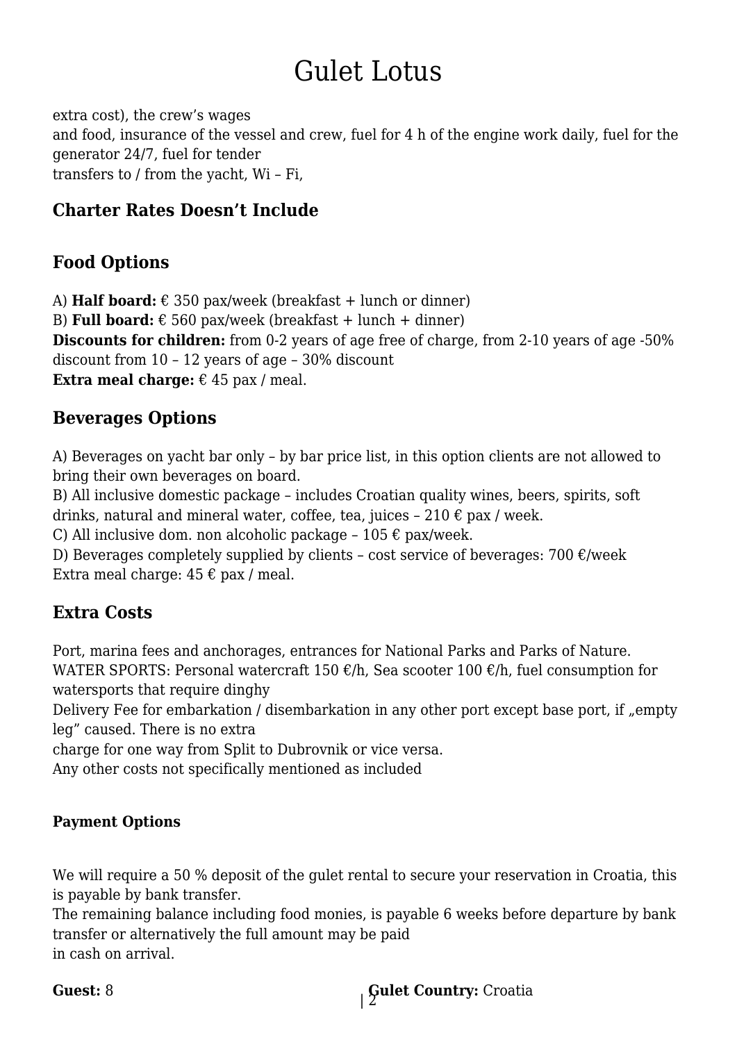extra cost), the crew's wages
and food, insurance of the vessel and crew, fuel for 4 h of the engine work daily, fuel for the generator 24/7, fuel for tender
transfers to / from the yacht, Wi – Fi,

### Charter Rates Doesn't Include

### Food Options

A) **Half board:** € 350 pax/week (breakfast + lunch or dinner)
B) **Full board:** € 560 pax/week (breakfast + lunch + dinner)
**Discounts for children:** from 0-2 years of age free of charge, from 2-10 years of age -50% discount from 10 – 12 years of age – 30% discount
**Extra meal charge:** € 45 pax / meal.

### Beverages Options

A) Beverages on yacht bar only – by bar price list, in this option clients are not allowed to bring their own beverages on board.
B) All inclusive domestic package – includes Croatian quality wines, beers, spirits, soft drinks, natural and mineral water, coffee, tea, juices – 210 € pax / week.
C) All inclusive dom. non alcoholic package – 105 € pax/week.
D) Beverages completely supplied by clients – cost service of beverages: 700 €/week
Extra meal charge: 45 € pax / meal.

### Extra Costs

Port, marina fees and anchorages, entrances for National Parks and Parks of Nature.
WATER SPORTS: Personal watercraft 150 €/h, Sea scooter 100 €/h, fuel consumption for watersports that require dinghy
Delivery Fee for embarkation / disembarkation in any other port except base port, if „empty leg" caused. There is no extra
charge for one way from Split to Dubrovnik or vice versa.
Any other costs not specifically mentioned as included

#### Payment Options

We will require a 50 % deposit of the gulet rental to secure your reservation in Croatia, this is payable by bank transfer.
The remaining balance including food monies, is payable 6 weeks before departure by bank transfer or alternatively the full amount may be paid
in cash on arrival.

**Guest:** 8

**Gulet Country:** Croatia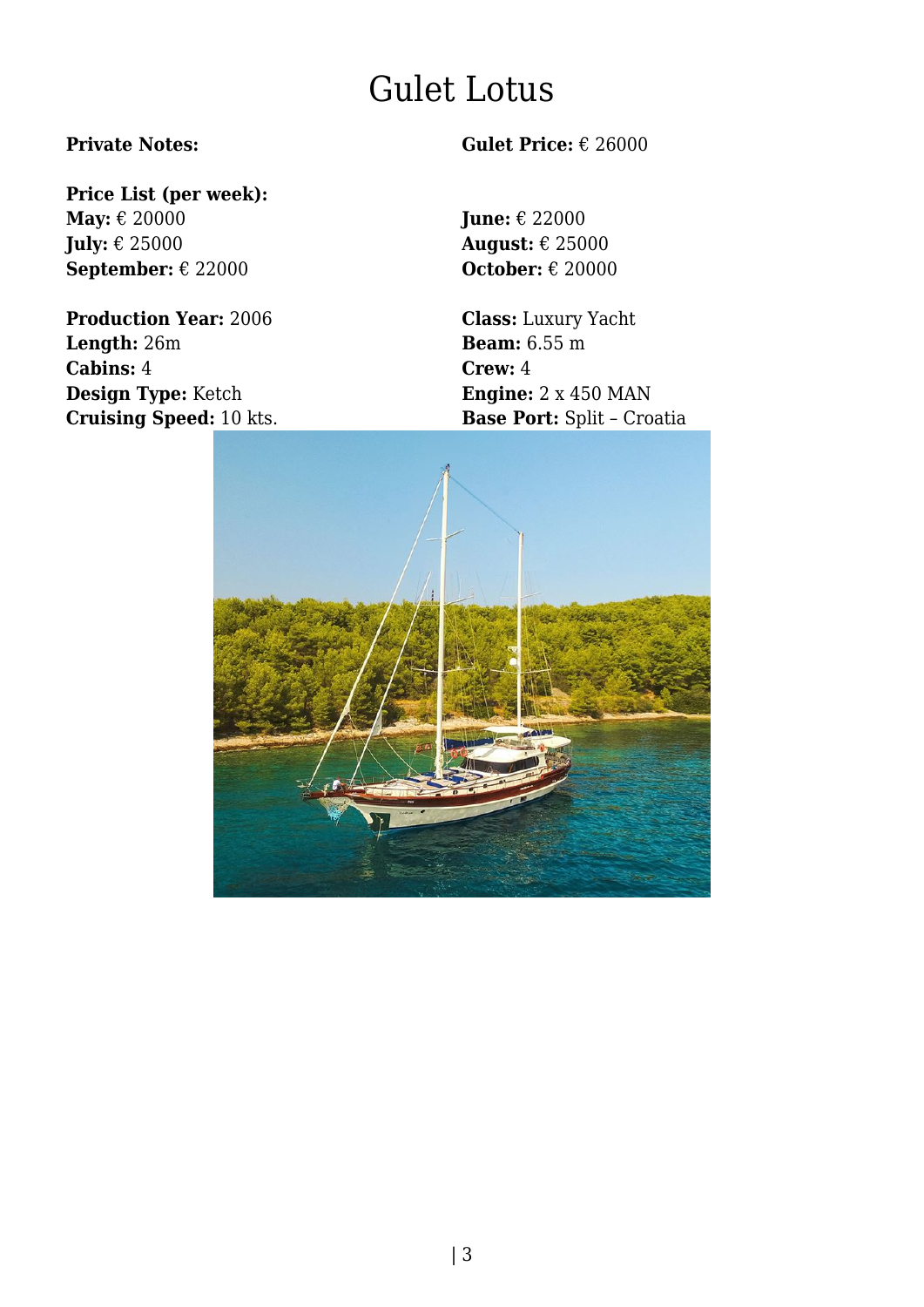# Gulet Lotus

**Private Notes:**

**Gulet Price:** € 26000

**Price List (per week):**
**May:** € 20000
**June:** € 22000
**July:** € 25000
**August:** € 25000
**September:** € 22000
**October:** € 20000

**Production Year:** 2006
**Class:** Luxury Yacht
**Length:** 26m
**Beam:** 6.55 m
**Cabins:** 4
**Crew:** 4
**Design Type:** Ketch
**Engine:** 2 x 450 MAN
**Cruising Speed:** 10 kts.
**Base Port:** Split – Croatia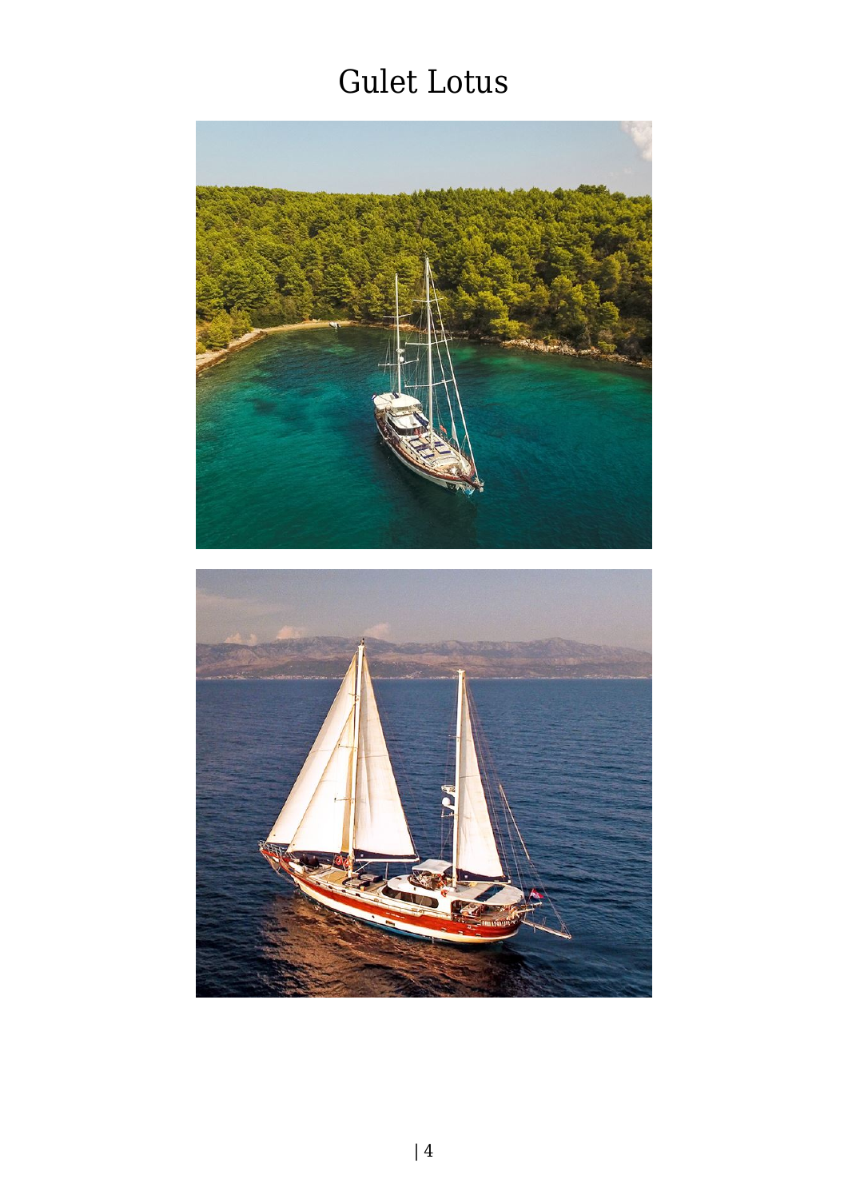# Gulet Lotus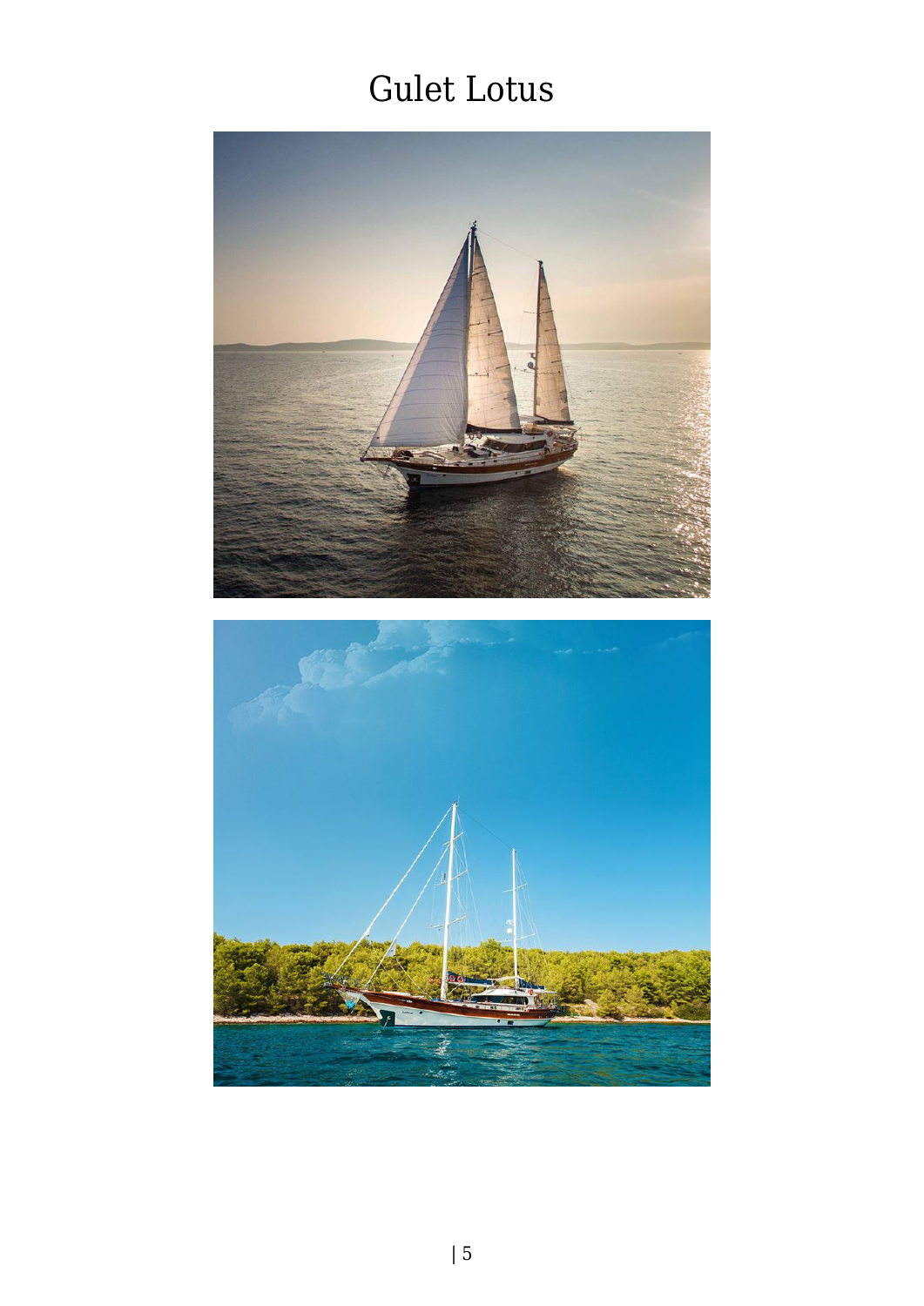# Gulet Lotus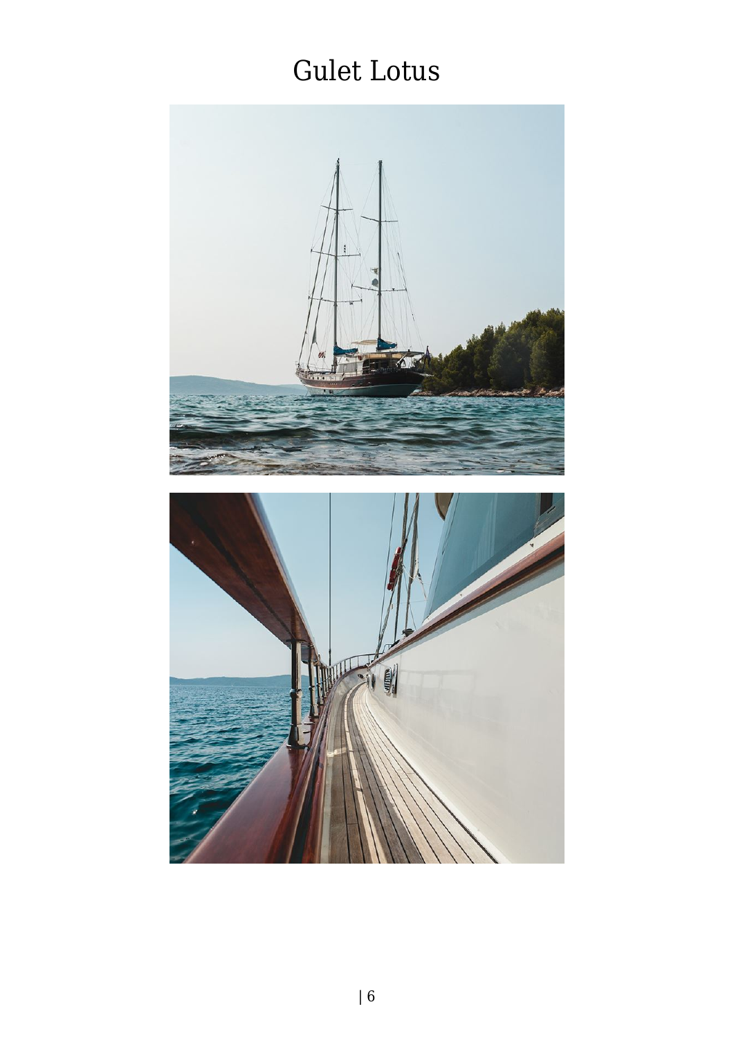# Gulet Lotus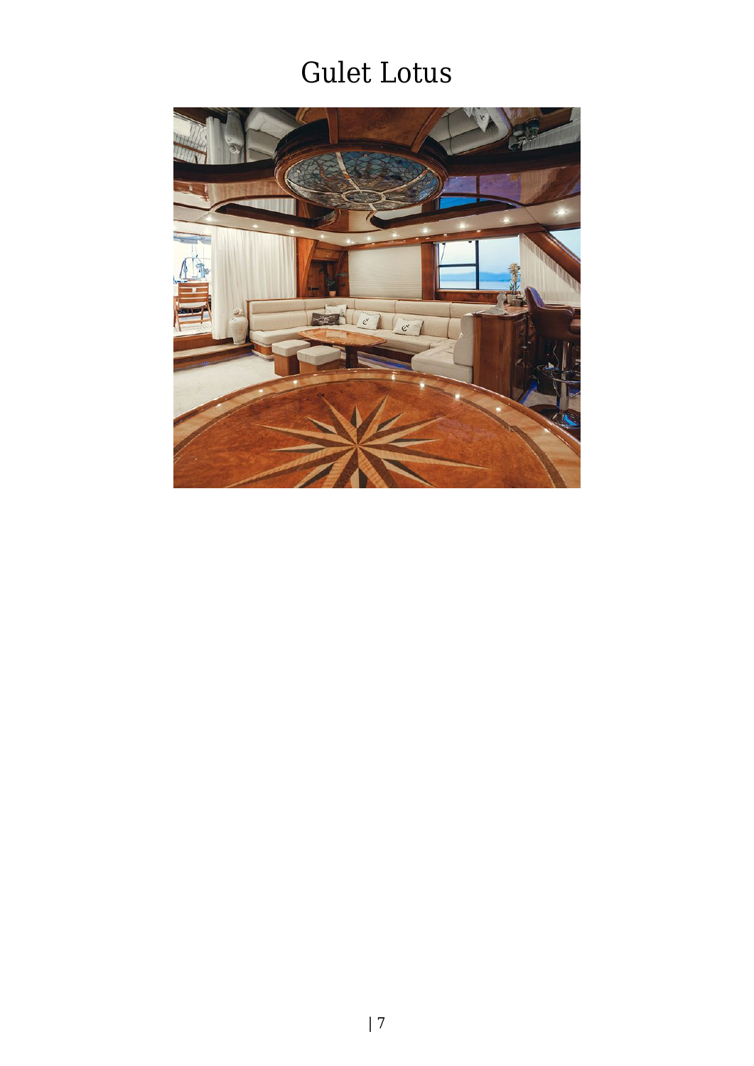# Gulet Lotus